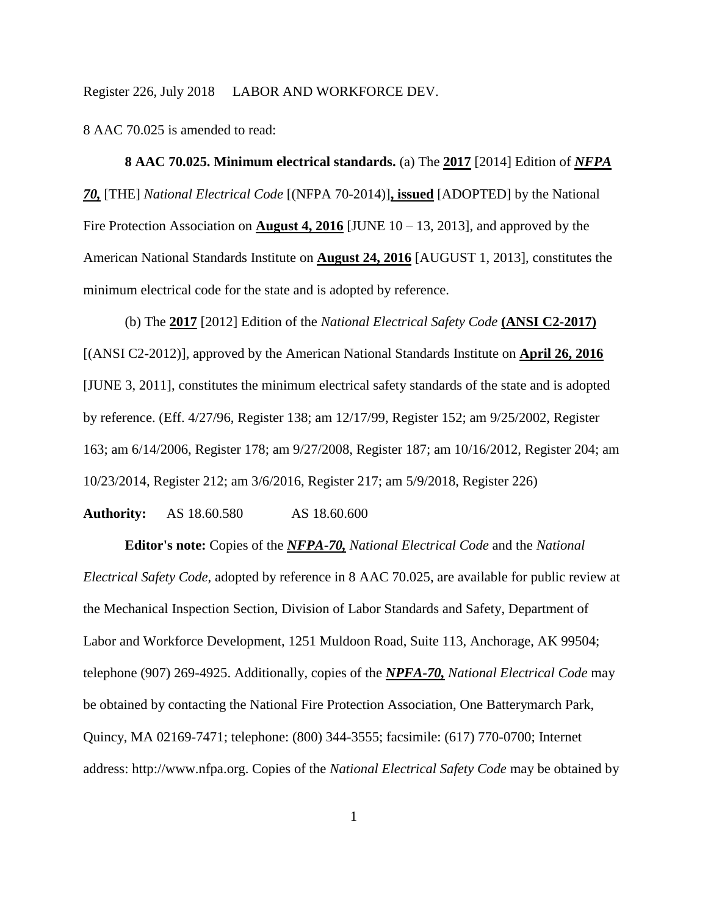Register 226, July 2018 LABOR AND WORKFORCE DEV.

8 AAC 70.025 is amended to read:

**8 AAC 70.025. Minimum electrical standards.** (a) The **2017** [2014] Edition of ***NFPA 70,*** [THE] *National Electrical Code* [(NFPA 70-2014)]**, issued** [ADOPTED] by the National Fire Protection Association on **August 4, 2016** [JUNE 10 – 13, 2013], and approved by the American National Standards Institute on **August 24, 2016** [AUGUST 1, 2013], constitutes the minimum electrical code for the state and is adopted by reference.

(b) The **2017** [2012] Edition of the *National Electrical Safety Code* **(ANSI C2-2017)** [(ANSI C2-2012)], approved by the American National Standards Institute on **April 26, 2016** [JUNE 3, 2011], constitutes the minimum electrical safety standards of the state and is adopted by reference. (Eff. 4/27/96, Register 138; am 12/17/99, Register 152; am 9/25/2002, Register 163; am 6/14/2006, Register 178; am 9/27/2008, Register 187; am 10/16/2012, Register 204; am 10/23/2014, Register 212; am 3/6/2016, Register 217; am 5/9/2018, Register 226)

**Authority:** AS 18.60.580 AS 18.60.600

**Editor's note:** Copies of the ***NFPA-70,*** *National Electrical Code* and the *National Electrical Safety Code*, adopted by reference in 8 AAC 70.025, are available for public review at the Mechanical Inspection Section, Division of Labor Standards and Safety, Department of Labor and Workforce Development, 1251 Muldoon Road, Suite 113, Anchorage, AK 99504; telephone (907) 269-4925. Additionally, copies of the ***NPFA-70,*** *National Electrical Code* may be obtained by contacting the National Fire Protection Association, One Batterymarch Park, Quincy, MA 02169-7471; telephone: (800) 344-3555; facsimile: (617) 770-0700; Internet address: http://www.nfpa.org. Copies of the *National Electrical Safety Code* may be obtained by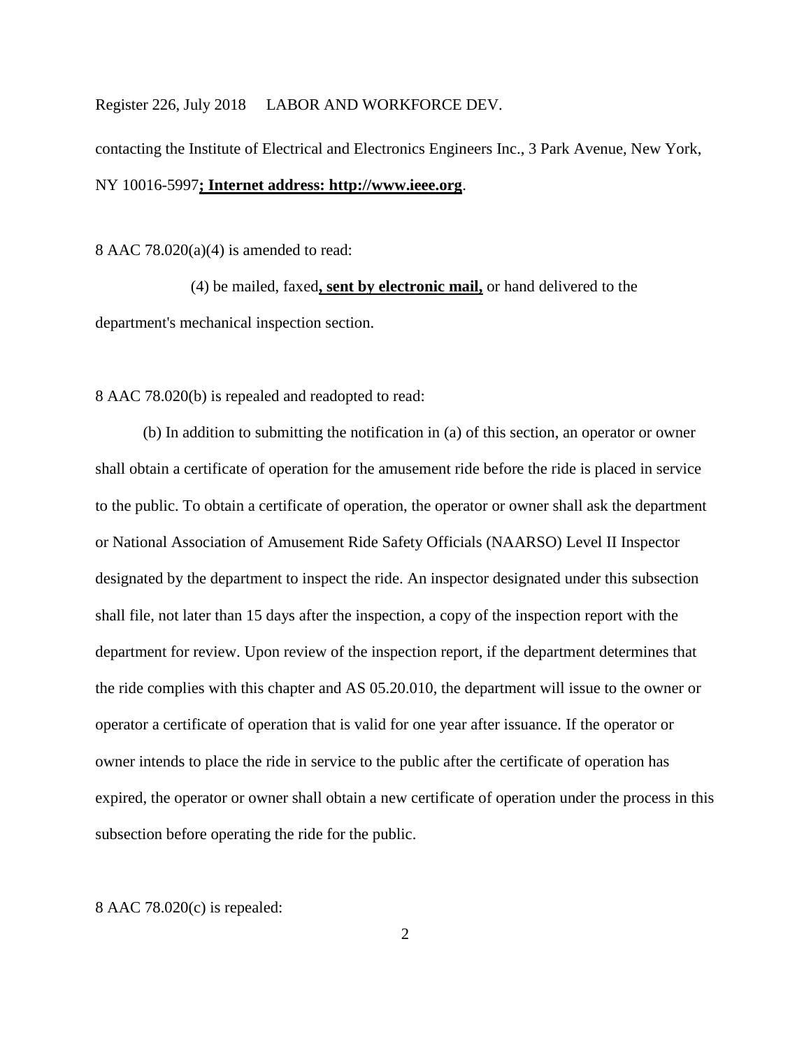contacting the Institute of Electrical and Electronics Engineers Inc., 3 Park Avenue, New York, NY 10016-5997**; Internet address: http://www.ieee.org**.

8 AAC 78.020(a)(4) is amended to read:

(4) be mailed, faxed**, sent by electronic mail,** or hand delivered to the department's mechanical inspection section.

8 AAC 78.020(b) is repealed and readopted to read:

(b) In addition to submitting the notification in (a) of this section, an operator or owner shall obtain a certificate of operation for the amusement ride before the ride is placed in service to the public. To obtain a certificate of operation, the operator or owner shall ask the department or National Association of Amusement Ride Safety Officials (NAARSO) Level II Inspector designated by the department to inspect the ride. An inspector designated under this subsection shall file, not later than 15 days after the inspection, a copy of the inspection report with the department for review. Upon review of the inspection report, if the department determines that the ride complies with this chapter and AS 05.20.010, the department will issue to the owner or operator a certificate of operation that is valid for one year after issuance. If the operator or owner intends to place the ride in service to the public after the certificate of operation has expired, the operator or owner shall obtain a new certificate of operation under the process in this subsection before operating the ride for the public.

8 AAC 78.020(c) is repealed: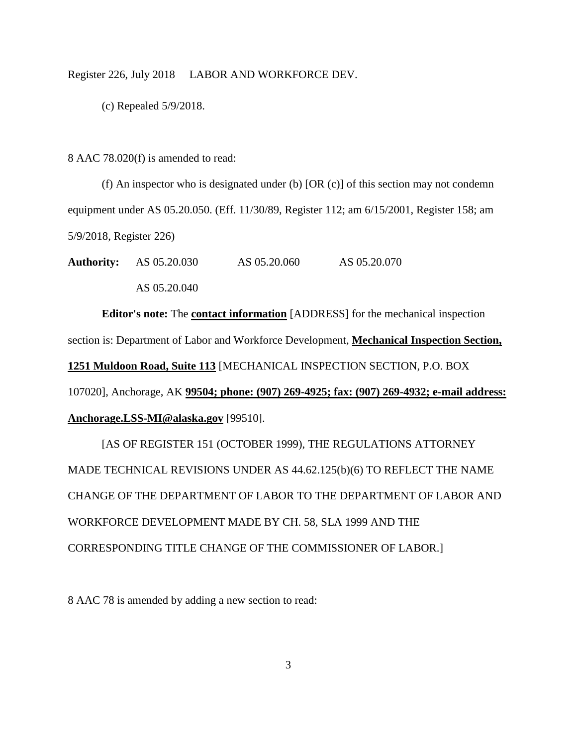(c) Repealed 5/9/2018.

8 AAC 78.020(f) is amended to read:

(f) An inspector who is designated under (b) [OR (c)] of this section may not condemn equipment under AS 05.20.050. (Eff. 11/30/89, Register 112; am 6/15/2001, Register 158; am 5/9/2018, Register 226)

**Authority:** AS 05.20.030 AS 05.20.060 AS 05.20.070
AS 05.20.040

**Editor's note:** The **contact information** [ADDRESS] for the mechanical inspection section is: Department of Labor and Workforce Development, **Mechanical Inspection Section, 1251 Muldoon Road, Suite 113** [MECHANICAL INSPECTION SECTION, P.O. BOX 107020], Anchorage, AK **99504; phone: (907) 269-4925; fax: (907) 269-4932; e-mail address: Anchorage.LSS-MI@alaska.gov** [99510].

[AS OF REGISTER 151 (OCTOBER 1999), THE REGULATIONS ATTORNEY MADE TECHNICAL REVISIONS UNDER AS 44.62.125(b)(6) TO REFLECT THE NAME CHANGE OF THE DEPARTMENT OF LABOR TO THE DEPARTMENT OF LABOR AND WORKFORCE DEVELOPMENT MADE BY CH. 58, SLA 1999 AND THE CORRESPONDING TITLE CHANGE OF THE COMMISSIONER OF LABOR.]

8 AAC 78 is amended by adding a new section to read: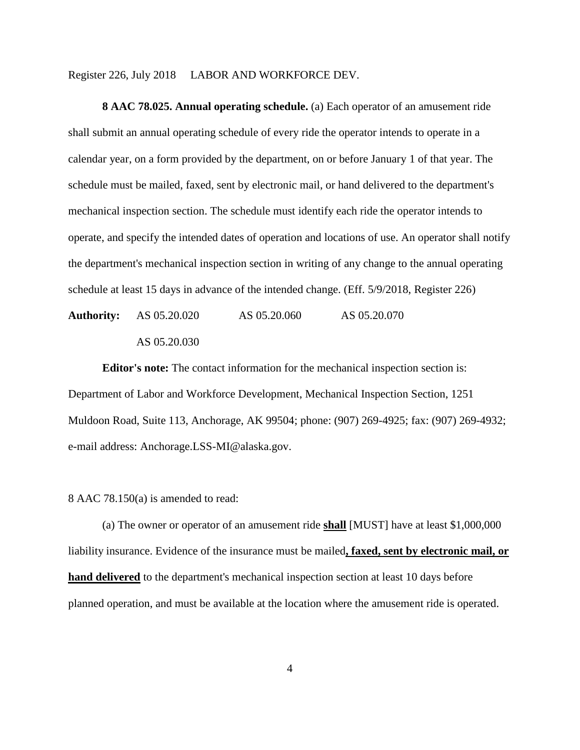**8 AAC 78.025. Annual operating schedule.** (a) Each operator of an amusement ride shall submit an annual operating schedule of every ride the operator intends to operate in a calendar year, on a form provided by the department, on or before January 1 of that year. The schedule must be mailed, faxed, sent by electronic mail, or hand delivered to the department's mechanical inspection section. The schedule must identify each ride the operator intends to operate, and specify the intended dates of operation and locations of use. An operator shall notify the department's mechanical inspection section in writing of any change to the annual operating schedule at least 15 days in advance of the intended change. (Eff. 5/9/2018, Register 226)

**Authority:** AS 05.20.020 AS 05.20.060 AS 05.20.070
AS 05.20.030

**Editor's note:** The contact information for the mechanical inspection section is: Department of Labor and Workforce Development, Mechanical Inspection Section, 1251 Muldoon Road, Suite 113, Anchorage, AK 99504; phone: (907) 269-4925; fax: (907) 269-4932; e-mail address: Anchorage.LSS-MI@alaska.gov.

8 AAC 78.150(a) is amended to read:

(a) The owner or operator of an amusement ride <u>**shall**</u> [MUST] have at least $1,000,000 liability insurance. Evidence of the insurance must be mailed<u>**, faxed, sent by electronic mail, or hand delivered**</u> to the department's mechanical inspection section at least 10 days before planned operation, and must be available at the location where the amusement ride is operated.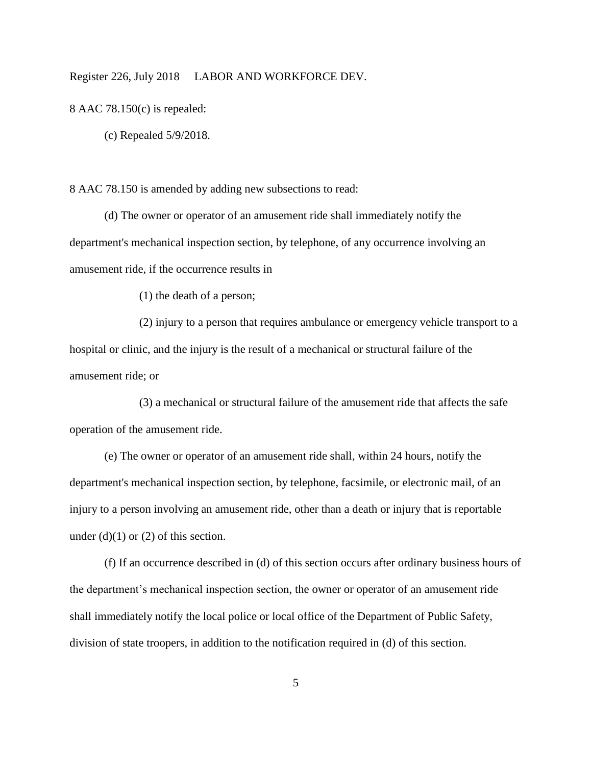8 AAC 78.150(c) is repealed:

(c) Repealed 5/9/2018.

8 AAC 78.150 is amended by adding new subsections to read:

(d) The owner or operator of an amusement ride shall immediately notify the department's mechanical inspection section, by telephone, of any occurrence involving an amusement ride, if the occurrence results in

(1) the death of a person;

(2) injury to a person that requires ambulance or emergency vehicle transport to a hospital or clinic, and the injury is the result of a mechanical or structural failure of the amusement ride; or

(3) a mechanical or structural failure of the amusement ride that affects the safe operation of the amusement ride.

(e) The owner or operator of an amusement ride shall, within 24 hours, notify the department's mechanical inspection section, by telephone, facsimile, or electronic mail, of an injury to a person involving an amusement ride, other than a death or injury that is reportable under (d)(1) or (2) of this section.

(f) If an occurrence described in (d) of this section occurs after ordinary business hours of the department's mechanical inspection section, the owner or operator of an amusement ride shall immediately notify the local police or local office of the Department of Public Safety, division of state troopers, in addition to the notification required in (d) of this section.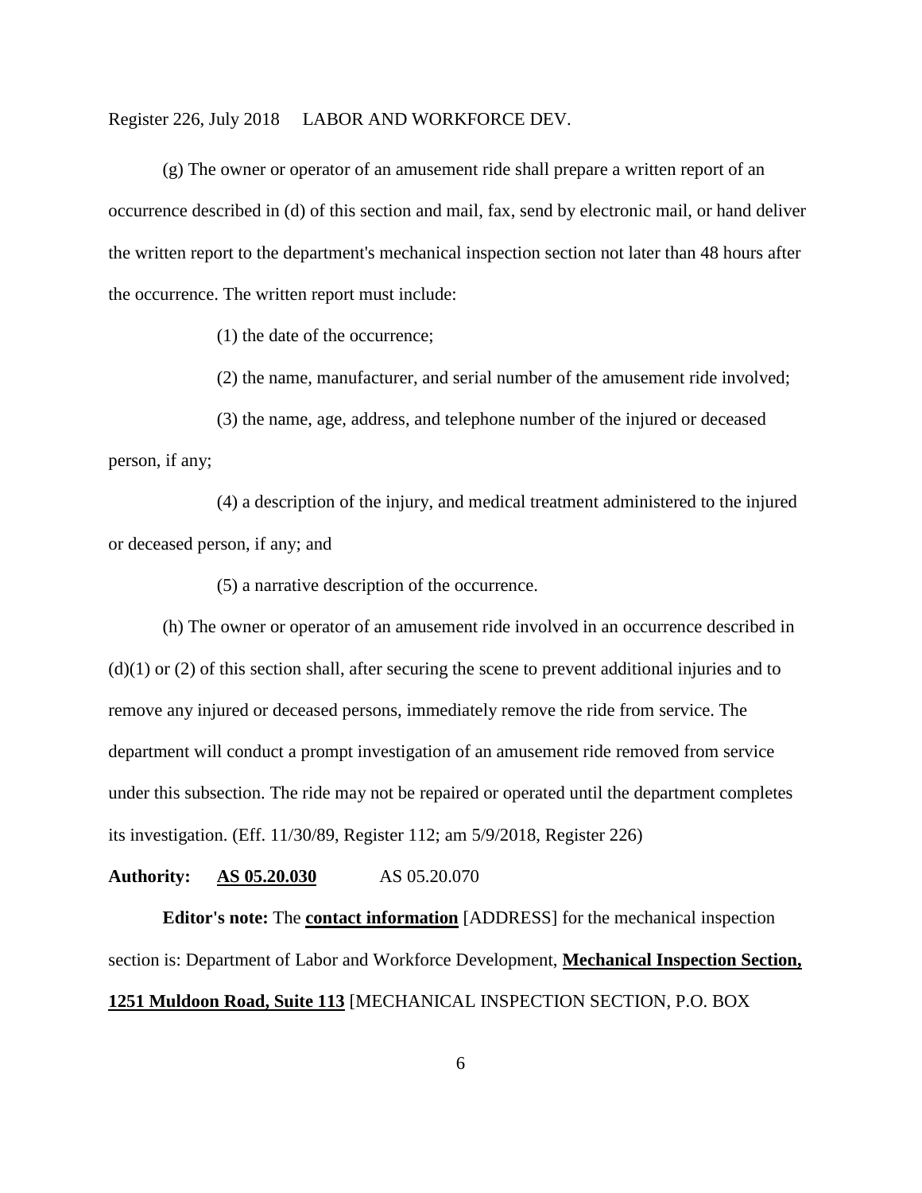(g) The owner or operator of an amusement ride shall prepare a written report of an occurrence described in (d) of this section and mail, fax, send by electronic mail, or hand deliver the written report to the department's mechanical inspection section not later than 48 hours after the occurrence. The written report must include:

(1) the date of the occurrence;

(2) the name, manufacturer, and serial number of the amusement ride involved;

(3) the name, age, address, and telephone number of the injured or deceased person, if any;

(4) a description of the injury, and medical treatment administered to the injured or deceased person, if any; and

(5) a narrative description of the occurrence.

(h) The owner or operator of an amusement ride involved in an occurrence described in (d)(1) or (2) of this section shall, after securing the scene to prevent additional injuries and to remove any injured or deceased persons, immediately remove the ride from service. The department will conduct a prompt investigation of an amusement ride removed from service under this subsection. The ride may not be repaired or operated until the department completes its investigation. (Eff. 11/30/89, Register 112; am 5/9/2018, Register 226)

**Authority:** **AS 05.20.030** AS 05.20.070

**Editor's note:** The **contact information** [ADDRESS] for the mechanical inspection section is: Department of Labor and Workforce Development, **Mechanical Inspection Section, 1251 Muldoon Road, Suite 113** [MECHANICAL INSPECTION SECTION, P.O. BOX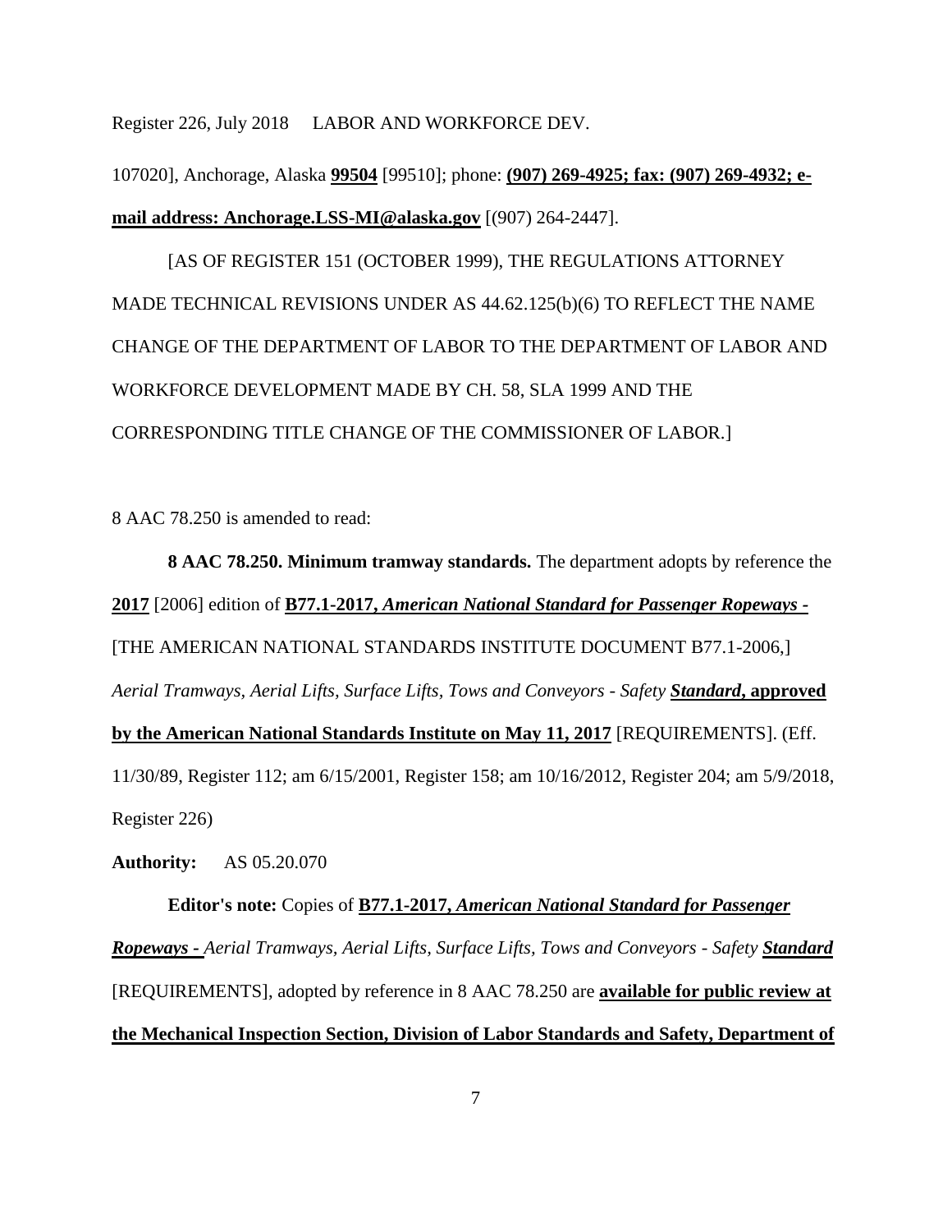107020], Anchorage, Alaska **<u>99504</u>** [99510]; phone: **<u>(907) 269-4925; fax: (907) 269-4932; e-mail address: Anchorage.LSS-MI@alaska.gov</u>** [(907) 264-2447].

[AS OF REGISTER 151 (OCTOBER 1999), THE REGULATIONS ATTORNEY MADE TECHNICAL REVISIONS UNDER AS 44.62.125(b)(6) TO REFLECT THE NAME CHANGE OF THE DEPARTMENT OF LABOR TO THE DEPARTMENT OF LABOR AND WORKFORCE DEVELOPMENT MADE BY CH. 58, SLA 1999 AND THE CORRESPONDING TITLE CHANGE OF THE COMMISSIONER OF LABOR.]

8 AAC 78.250 is amended to read:

**8 AAC 78.250. Minimum tramway standards.** The department adopts by reference the **<u>2017</u>** [2006] edition of **<u>B77.1-2017, *American National Standard for Passenger Ropeways -*</u>** [THE AMERICAN NATIONAL STANDARDS INSTITUTE DOCUMENT B77.1-2006,] *Aerial Tramways, Aerial Lifts, Surface Lifts, Tows and Conveyors - Safety* **<u>*Standard*, approved by the American National Standards Institute on May 11, 2017</u>** [REQUIREMENTS]. (Eff. 11/30/89, Register 112; am 6/15/2001, Register 158; am 10/16/2012, Register 204; am 5/9/2018, Register 226)

**Authority:** AS 05.20.070

**Editor's note:** Copies of **<u>B77.1-2017, *American National Standard for Passenger Ropeways -*</u>** *Aerial Tramways, Aerial Lifts, Surface Lifts, Tows and Conveyors - Safety* **<u>*Standard*</u>** [REQUIREMENTS], adopted by reference in 8 AAC 78.250 are **<u>available for public review at the Mechanical Inspection Section, Division of Labor Standards and Safety, Department of</u>**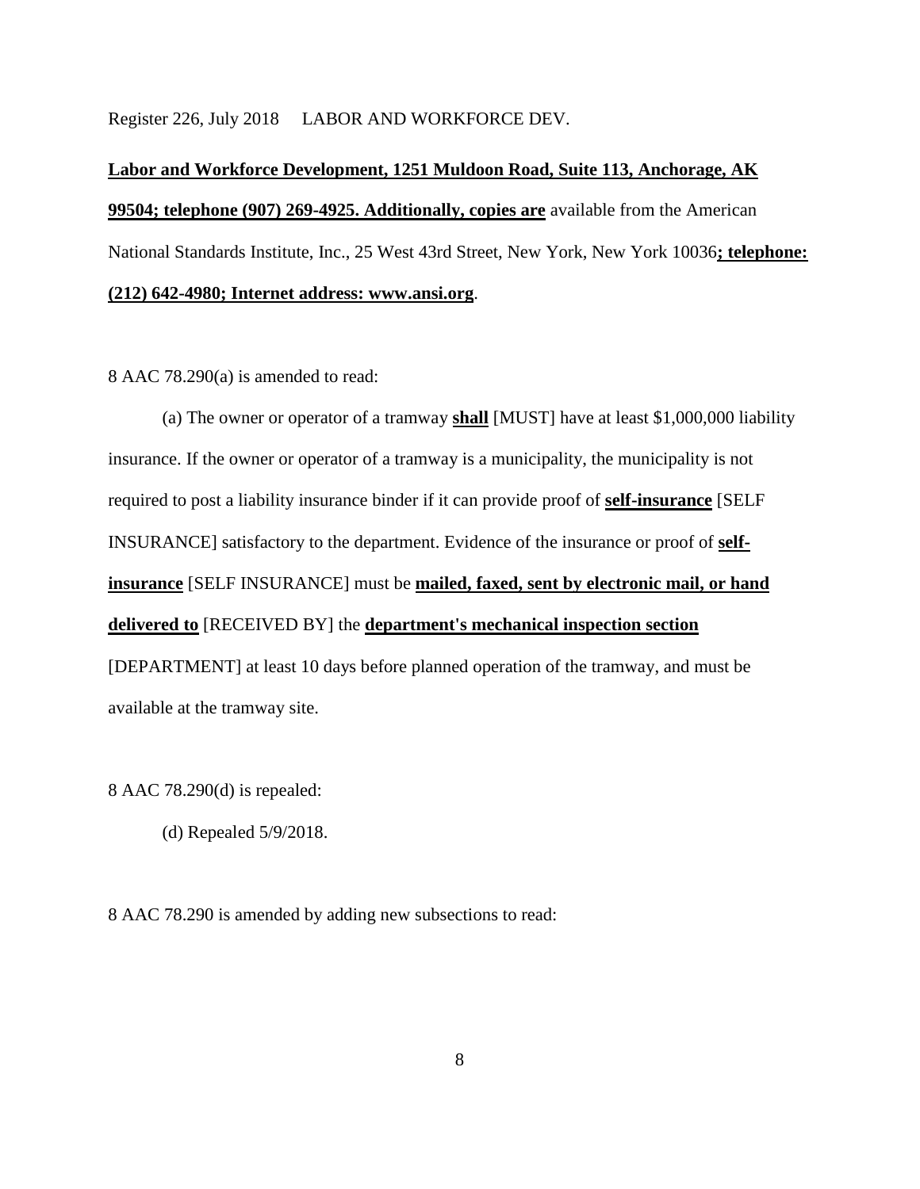**Labor and Workforce Development, 1251 Muldoon Road, Suite 113, Anchorage, AK 99504; telephone (907) 269-4925. Additionally, copies are** available from the American National Standards Institute, Inc., 25 West 43rd Street, New York, New York 10036**; telephone: (212) 642-4980; Internet address: www.ansi.org**.

8 AAC 78.290(a) is amended to read:

(a) The owner or operator of a tramway **shall** [MUST] have at least $1,000,000 liability insurance. If the owner or operator of a tramway is a municipality, the municipality is not required to post a liability insurance binder if it can provide proof of **self-insurance** [SELF INSURANCE] satisfactory to the department. Evidence of the insurance or proof of **self-insurance** [SELF INSURANCE] must be **mailed, faxed, sent by electronic mail, or hand delivered to** [RECEIVED BY] the **department's mechanical inspection section** [DEPARTMENT] at least 10 days before planned operation of the tramway, and must be available at the tramway site.

8 AAC 78.290(d) is repealed:

(d) Repealed 5/9/2018.

8 AAC 78.290 is amended by adding new subsections to read: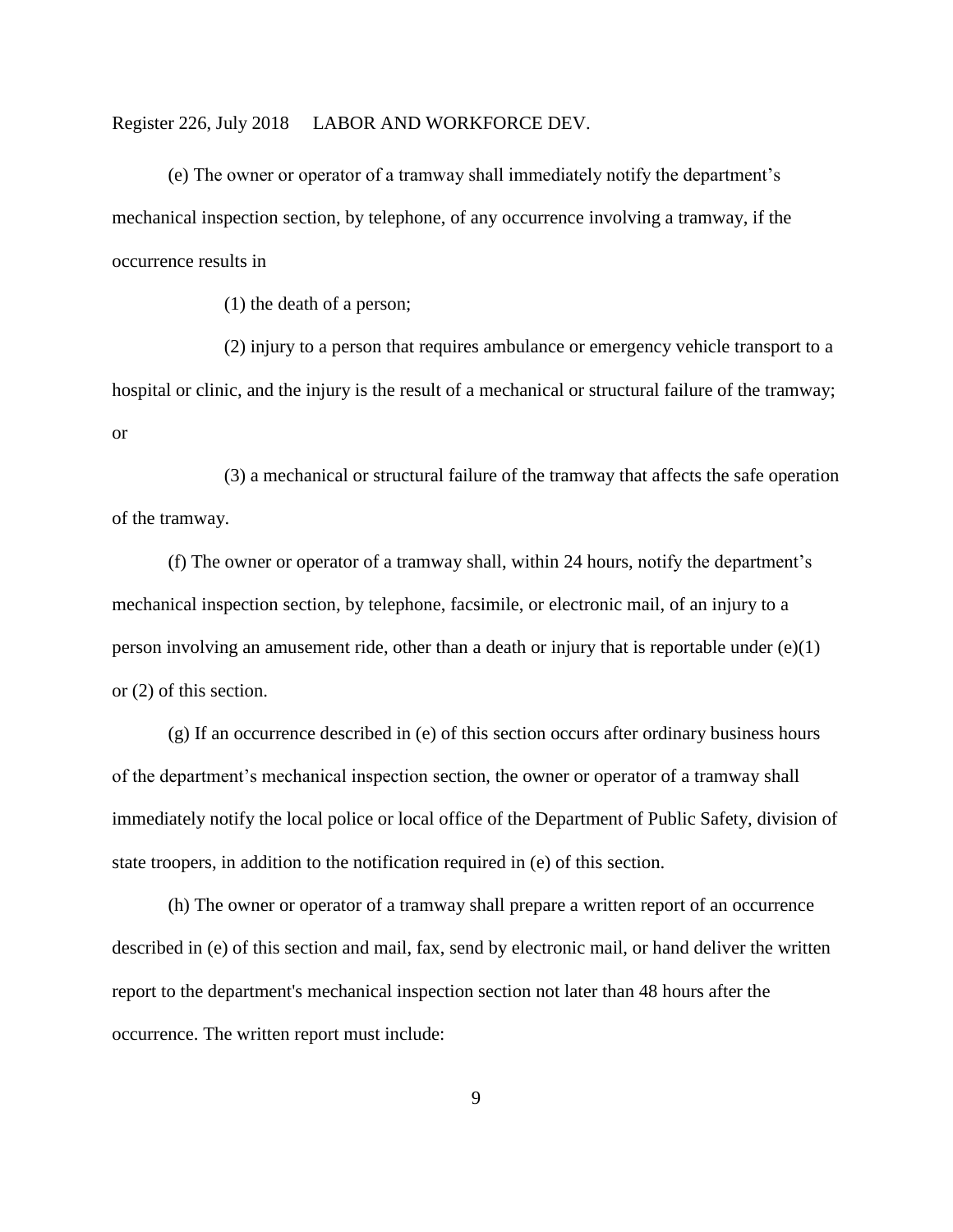(e) The owner or operator of a tramway shall immediately notify the department's mechanical inspection section, by telephone, of any occurrence involving a tramway, if the occurrence results in

(1) the death of a person;

(2) injury to a person that requires ambulance or emergency vehicle transport to a hospital or clinic, and the injury is the result of a mechanical or structural failure of the tramway; or

(3) a mechanical or structural failure of the tramway that affects the safe operation of the tramway.

(f) The owner or operator of a tramway shall, within 24 hours, notify the department's mechanical inspection section, by telephone, facsimile, or electronic mail, of an injury to a person involving an amusement ride, other than a death or injury that is reportable under (e)(1) or (2) of this section.

(g) If an occurrence described in (e) of this section occurs after ordinary business hours of the department's mechanical inspection section, the owner or operator of a tramway shall immediately notify the local police or local office of the Department of Public Safety, division of state troopers, in addition to the notification required in (e) of this section.

(h) The owner or operator of a tramway shall prepare a written report of an occurrence described in (e) of this section and mail, fax, send by electronic mail, or hand deliver the written report to the department's mechanical inspection section not later than 48 hours after the occurrence. The written report must include: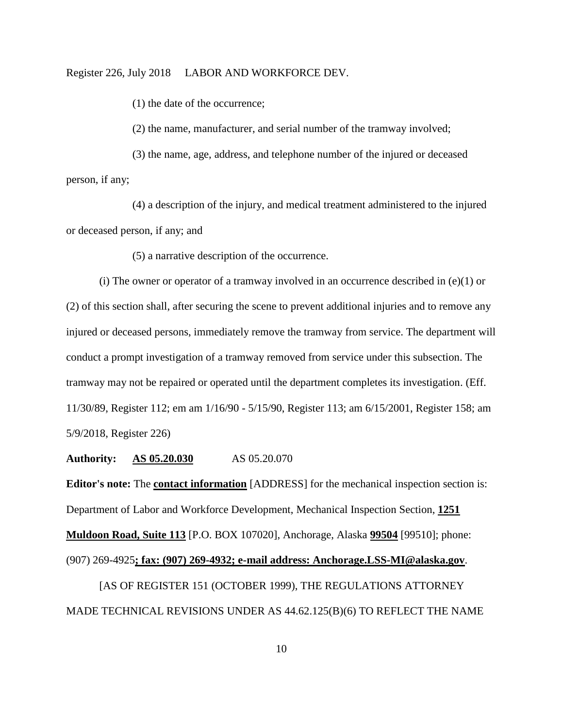(1) the date of the occurrence;

(2) the name, manufacturer, and serial number of the tramway involved;

(3) the name, age, address, and telephone number of the injured or deceased person, if any;

(4) a description of the injury, and medical treatment administered to the injured or deceased person, if any; and

(5) a narrative description of the occurrence.

(i) The owner or operator of a tramway involved in an occurrence described in (e)(1) or (2) of this section shall, after securing the scene to prevent additional injuries and to remove any injured or deceased persons, immediately remove the tramway from service. The department will conduct a prompt investigation of a tramway removed from service under this subsection. The tramway may not be repaired or operated until the department completes its investigation. (Eff. 11/30/89, Register 112; em am 1/16/90 - 5/15/90, Register 113; am 6/15/2001, Register 158; am 5/9/2018, Register 226)

**Authority:** **AS 05.20.030** AS 05.20.070

**Editor's note:** The **contact information** [ADDRESS] for the mechanical inspection section is: Department of Labor and Workforce Development, Mechanical Inspection Section, **1251 Muldoon Road, Suite 113** [P.O. BOX 107020], Anchorage, Alaska **99504** [99510]; phone: (907) 269-4925**; fax: (907) 269-4932; e-mail address: Anchorage.LSS-MI@alaska.gov**.

[AS OF REGISTER 151 (OCTOBER 1999), THE REGULATIONS ATTORNEY MADE TECHNICAL REVISIONS UNDER AS 44.62.125(B)(6) TO REFLECT THE NAME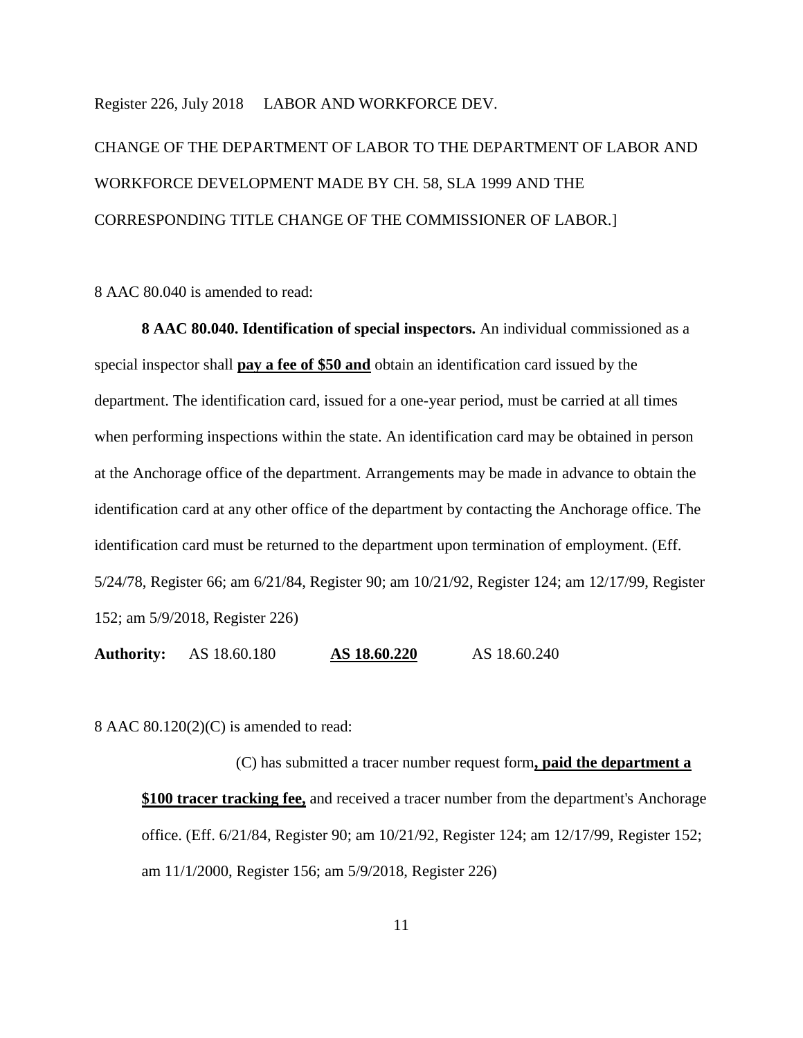CHANGE OF THE DEPARTMENT OF LABOR TO THE DEPARTMENT OF LABOR AND WORKFORCE DEVELOPMENT MADE BY CH. 58, SLA 1999 AND THE CORRESPONDING TITLE CHANGE OF THE COMMISSIONER OF LABOR.]

8 AAC 80.040 is amended to read:

**8 AAC 80.040. Identification of special inspectors.** An individual commissioned as a special inspector shall **pay a fee of $50 and** obtain an identification card issued by the department. The identification card, issued for a one-year period, must be carried at all times when performing inspections within the state. An identification card may be obtained in person at the Anchorage office of the department. Arrangements may be made in advance to obtain the identification card at any other office of the department by contacting the Anchorage office. The identification card must be returned to the department upon termination of employment. (Eff. 5/24/78, Register 66; am 6/21/84, Register 90; am 10/21/92, Register 124; am 12/17/99, Register 152; am 5/9/2018, Register 226)

**Authority:** AS 18.60.180 **AS 18.60.220** AS 18.60.240

8 AAC 80.120(2)(C) is amended to read:

(C) has submitted a tracer number request form**, paid the department a $100 tracer tracking fee,** and received a tracer number from the department's Anchorage office. (Eff. 6/21/84, Register 90; am 10/21/92, Register 124; am 12/17/99, Register 152; am 11/1/2000, Register 156; am 5/9/2018, Register 226)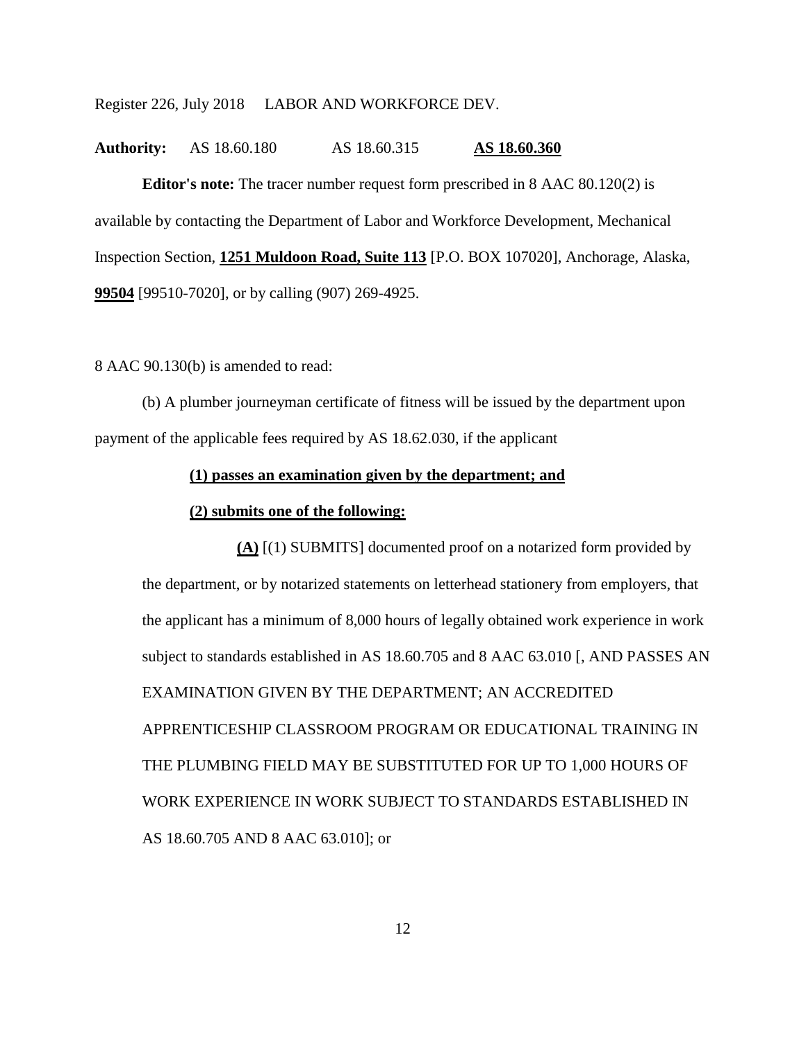**Authority:** AS 18.60.180 AS 18.60.315 **<u>AS 18.60.360</u>**

**Editor's note:** The tracer number request form prescribed in 8 AAC 80.120(2) is available by contacting the Department of Labor and Workforce Development, Mechanical Inspection Section, **<u>1251 Muldoon Road, Suite 113</u>** [P.O. BOX 107020], Anchorage, Alaska, **<u>99504</u>** [99510-7020], or by calling (907) 269-4925.

8 AAC 90.130(b) is amended to read:

(b) A plumber journeyman certificate of fitness will be issued by the department upon payment of the applicable fees required by AS 18.62.030, if the applicant

**<u>(1) passes an examination given by the department; and</u>**

**<u>(2) submits one of the following:</u>**

**<u>(A)</u>** [(1) SUBMITS] documented proof on a notarized form provided by the department, or by notarized statements on letterhead stationery from employers, that the applicant has a minimum of 8,000 hours of legally obtained work experience in work subject to standards established in AS 18.60.705 and 8 AAC 63.010 [, AND PASSES AN EXAMINATION GIVEN BY THE DEPARTMENT; AN ACCREDITED APPRENTICESHIP CLASSROOM PROGRAM OR EDUCATIONAL TRAINING IN THE PLUMBING FIELD MAY BE SUBSTITUTED FOR UP TO 1,000 HOURS OF WORK EXPERIENCE IN WORK SUBJECT TO STANDARDS ESTABLISHED IN AS 18.60.705 AND 8 AAC 63.010]; or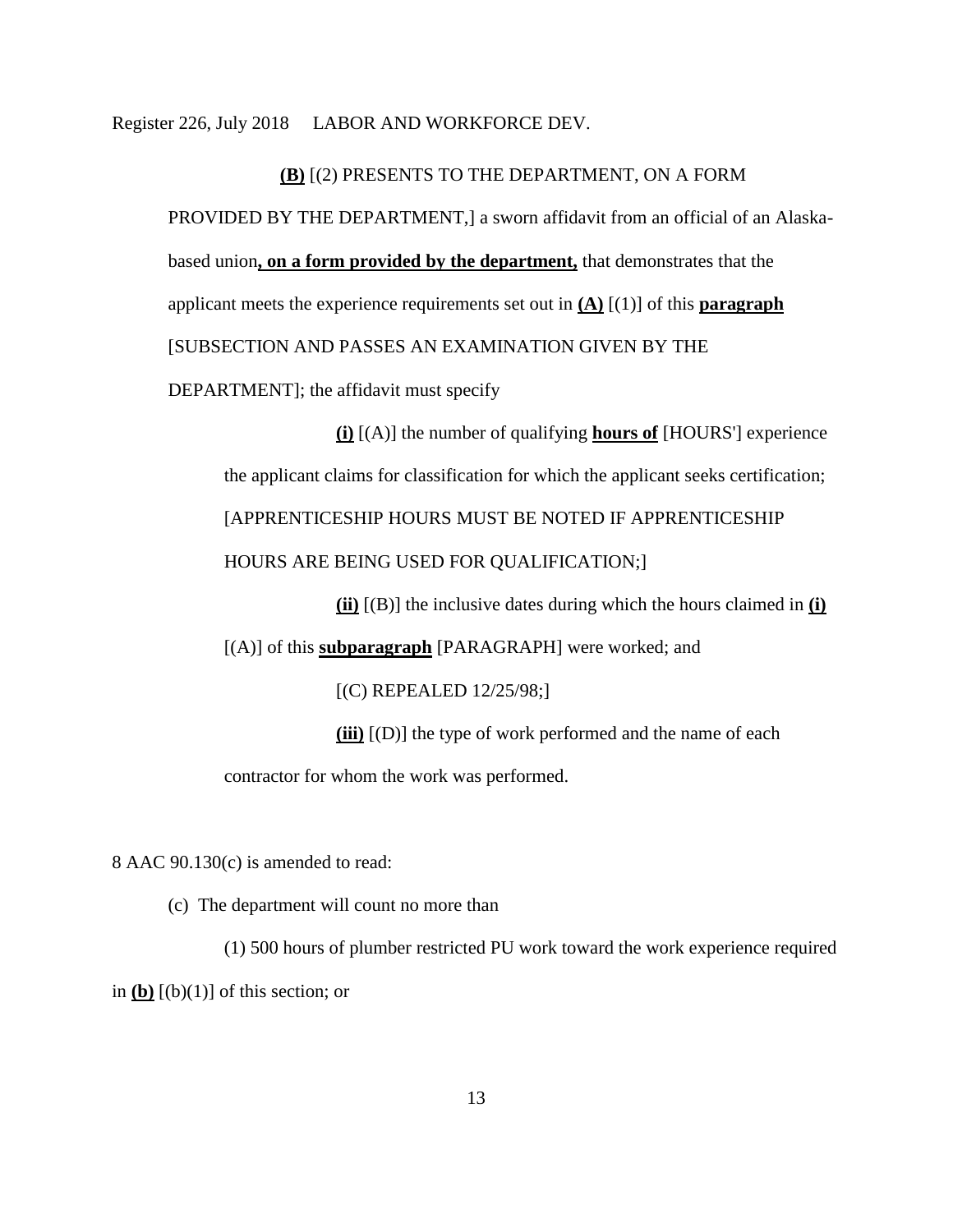**(B)** [(2) PRESENTS TO THE DEPARTMENT, ON A FORM PROVIDED BY THE DEPARTMENT,] a sworn affidavit from an official of an Alaska-based union**, on a form provided by the department,** that demonstrates that the applicant meets the experience requirements set out in **(A)** [(1)] of this **paragraph** [SUBSECTION AND PASSES AN EXAMINATION GIVEN BY THE DEPARTMENT]; the affidavit must specify

**(i)** [(A)] the number of qualifying **hours of** [HOURS'] experience the applicant claims for classification for which the applicant seeks certification; [APPRENTICESHIP HOURS MUST BE NOTED IF APPRENTICESHIP HOURS ARE BEING USED FOR QUALIFICATION;]

**(ii)** [(B)] the inclusive dates during which the hours claimed in **(i)** [(A)] of this **subparagraph** [PARAGRAPH] were worked; and

[(C) REPEALED 12/25/98;]

**(iii)** [(D)] the type of work performed and the name of each contractor for whom the work was performed.

8 AAC 90.130(c) is amended to read:

(c) The department will count no more than

(1) 500 hours of plumber restricted PU work toward the work experience required in **(b)** [(b)(1)] of this section; or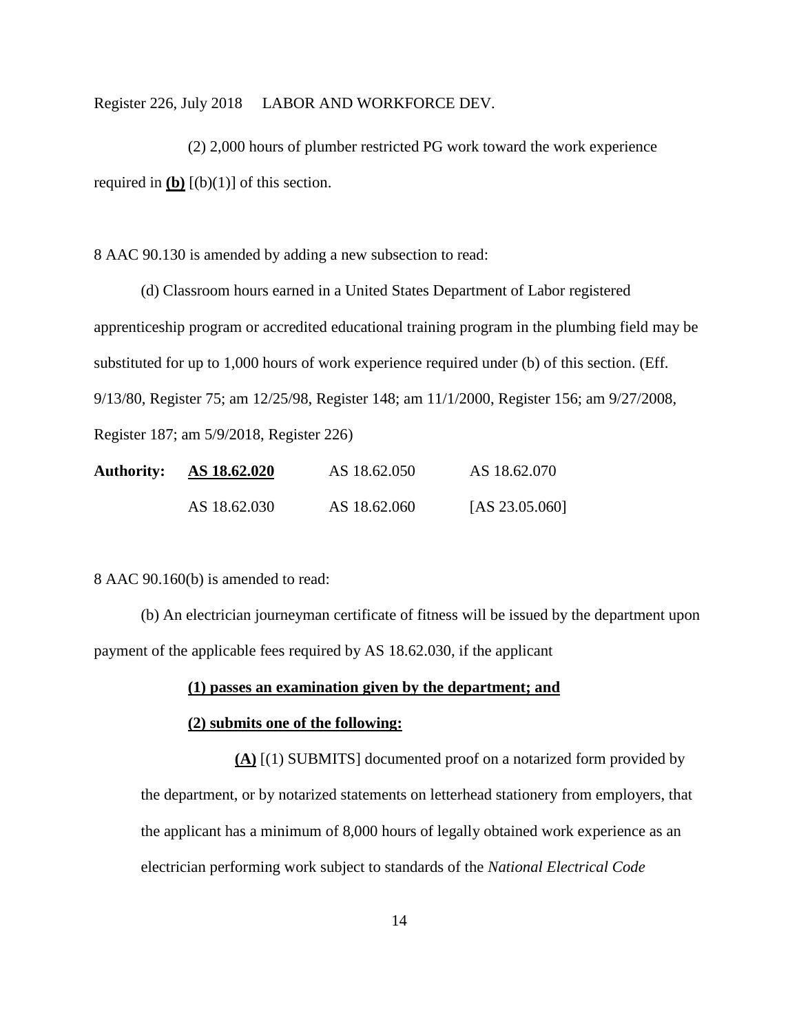(2) 2,000 hours of plumber restricted PG work toward the work experience required in **<u>(b)</u>** [(b)(1)] of this section.

8 AAC 90.130 is amended by adding a new subsection to read:

(d) Classroom hours earned in a United States Department of Labor registered apprenticeship program or accredited educational training program in the plumbing field may be substituted for up to 1,000 hours of work experience required under (b) of this section. (Eff. 9/13/80, Register 75; am 12/25/98, Register 148; am 11/1/2000, Register 156; am 9/27/2008, Register 187; am 5/9/2018, Register 226)

| **Authority:** | **<u>AS 18.62.020</u>** | AS 18.62.050 | AS 18.62.070 |
|---|---|---|---|
| | AS 18.62.030 | AS 18.62.060 | [AS 23.05.060] |

8 AAC 90.160(b) is amended to read:

(b) An electrician journeyman certificate of fitness will be issued by the department upon payment of the applicable fees required by AS 18.62.030, if the applicant

**<u>(1) passes an examination given by the department; and</u>**

**<u>(2) submits one of the following:</u>**

**<u>(A)</u>** [(1) SUBMITS] documented proof on a notarized form provided by the department, or by notarized statements on letterhead stationery from employers, that the applicant has a minimum of 8,000 hours of legally obtained work experience as an electrician performing work subject to standards of the *National Electrical Code*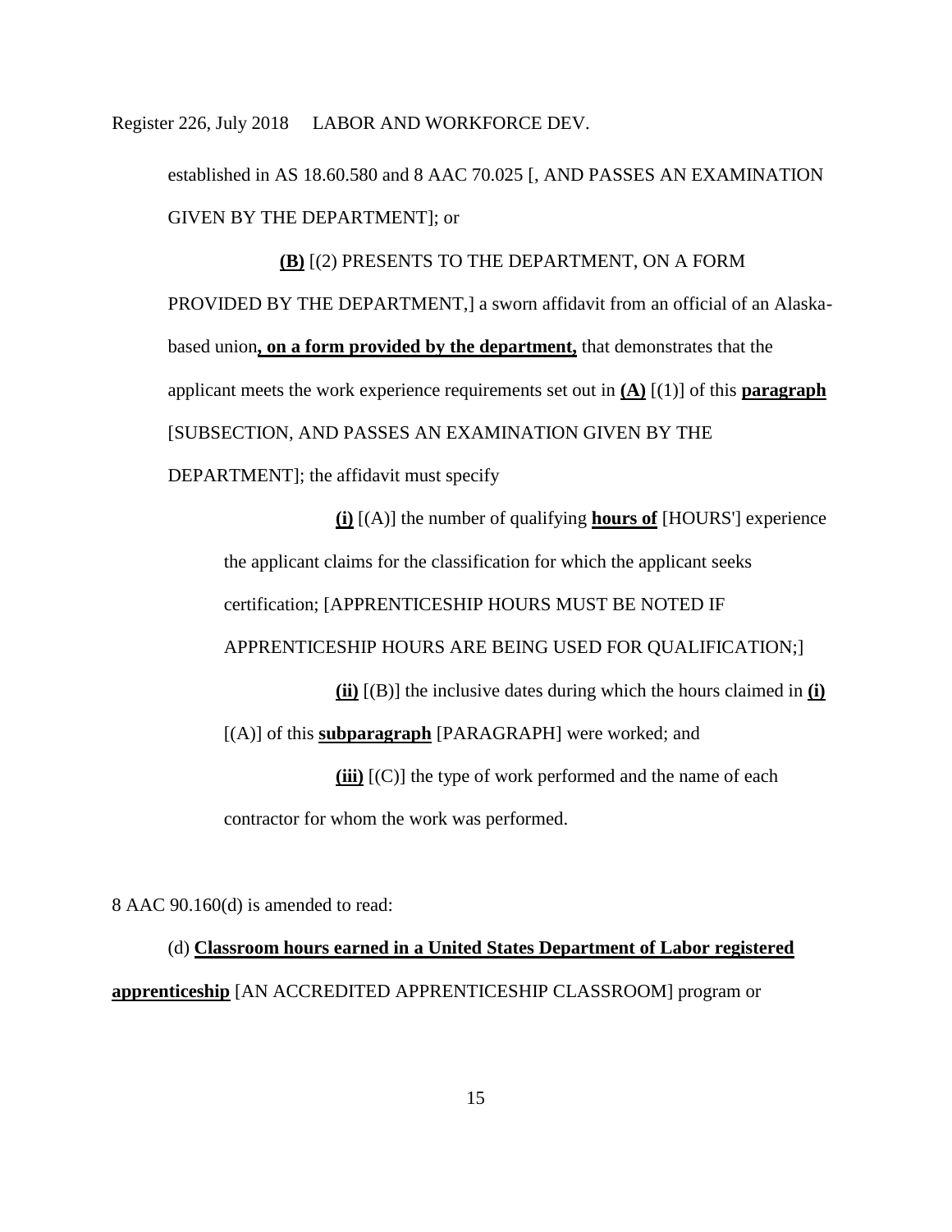established in AS 18.60.580 and 8 AAC 70.025 [, AND PASSES AN EXAMINATION GIVEN BY THE DEPARTMENT]; or

**(B)** [(2) PRESENTS TO THE DEPARTMENT, ON A FORM PROVIDED BY THE DEPARTMENT,] a sworn affidavit from an official of an Alaska-based union**, on a form provided by the department,** that demonstrates that the applicant meets the work experience requirements set out in **(A)** [(1)] of this **paragraph** [SUBSECTION, AND PASSES AN EXAMINATION GIVEN BY THE DEPARTMENT]; the affidavit must specify

**(i)** [(A)] the number of qualifying **hours of** [HOURS'] experience the applicant claims for the classification for which the applicant seeks certification; [APPRENTICESHIP HOURS MUST BE NOTED IF APPRENTICESHIP HOURS ARE BEING USED FOR QUALIFICATION;]

**(ii)** [(B)] the inclusive dates during which the hours claimed in **(i)** [(A)] of this **subparagraph** [PARAGRAPH] were worked; and

**(iii)** [(C)] the type of work performed and the name of each contractor for whom the work was performed.

8 AAC 90.160(d) is amended to read:

(d) **Classroom hours earned in a United States Department of Labor registered apprenticeship** [AN ACCREDITED APPRENTICESHIP CLASSROOM] program or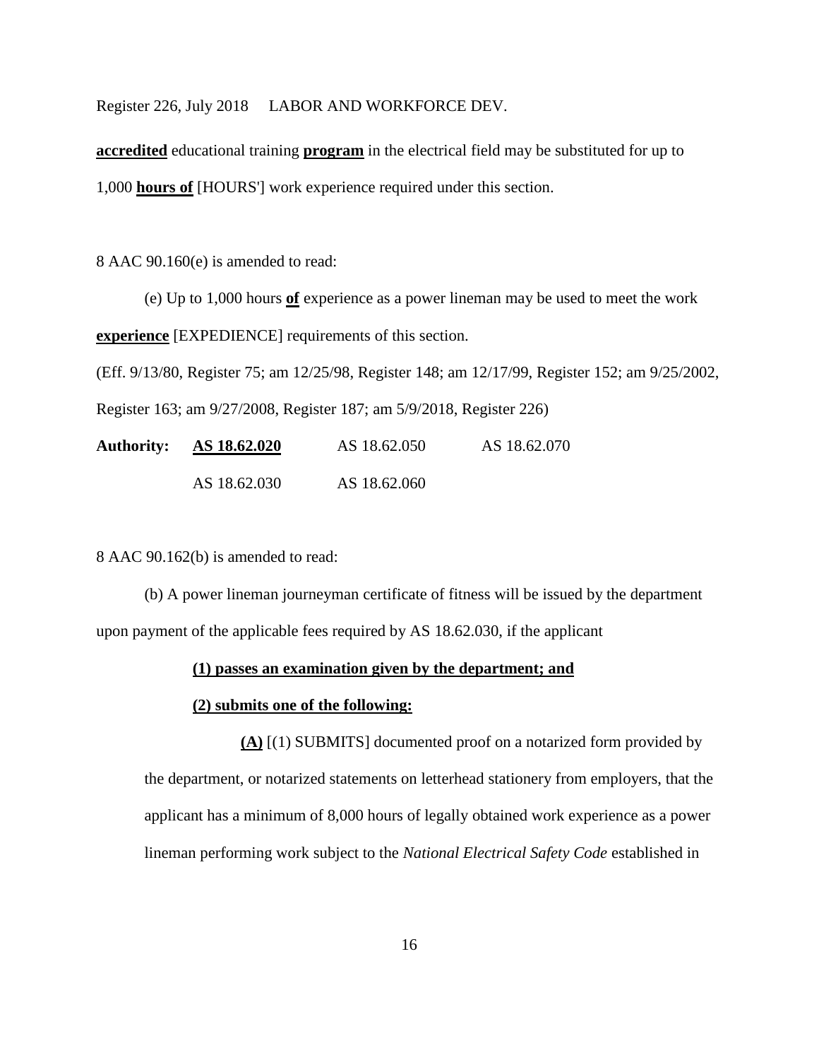**accredited** educational training **program** in the electrical field may be substituted for up to 1,000 **hours of** [HOURS'] work experience required under this section.

8 AAC 90.160(e) is amended to read:

(e) Up to 1,000 hours **of** experience as a power lineman may be used to meet the work **experience** [EXPEDIENCE] requirements of this section.

(Eff. 9/13/80, Register 75; am 12/25/98, Register 148; am 12/17/99, Register 152; am 9/25/2002, Register 163; am 9/27/2008, Register 187; am 5/9/2018, Register 226)

| **Authority:** | **AS 18.62.020** | AS 18.62.050 | AS 18.62.070 |
|---|---|---|---|
| | AS 18.62.030 | AS 18.62.060 | |

8 AAC 90.162(b) is amended to read:

(b) A power lineman journeyman certificate of fitness will be issued by the department upon payment of the applicable fees required by AS 18.62.030, if the applicant

**(1) passes an examination given by the department; and**

**(2) submits one of the following:**

**(A)** [(1) SUBMITS] documented proof on a notarized form provided by the department, or notarized statements on letterhead stationery from employers, that the applicant has a minimum of 8,000 hours of legally obtained work experience as a power lineman performing work subject to the *National Electrical Safety Code* established in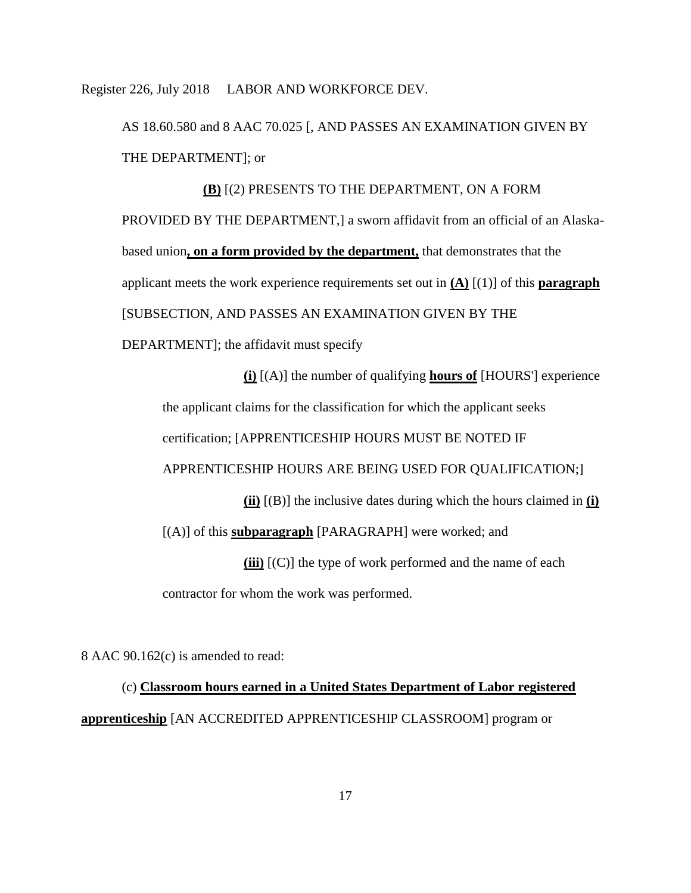AS 18.60.580 and 8 AAC 70.025 [, AND PASSES AN EXAMINATION GIVEN BY THE DEPARTMENT]; or

**(B)** [(2) PRESENTS TO THE DEPARTMENT, ON A FORM PROVIDED BY THE DEPARTMENT,] a sworn affidavit from an official of an Alaska-based union**, on a form provided by the department,** that demonstrates that the applicant meets the work experience requirements set out in **(A)** [(1)] of this **paragraph** [SUBSECTION, AND PASSES AN EXAMINATION GIVEN BY THE DEPARTMENT]; the affidavit must specify

**(i)** [(A)] the number of qualifying **hours of** [HOURS'] experience the applicant claims for the classification for which the applicant seeks certification; [APPRENTICESHIP HOURS MUST BE NOTED IF APPRENTICESHIP HOURS ARE BEING USED FOR QUALIFICATION;]

**(ii)** [(B)] the inclusive dates during which the hours claimed in **(i)** [(A)] of this **subparagraph** [PARAGRAPH] were worked; and

**(iii)** [(C)] the type of work performed and the name of each contractor for whom the work was performed.

8 AAC 90.162(c) is amended to read:

(c) **Classroom hours earned in a United States Department of Labor registered apprenticeship** [AN ACCREDITED APPRENTICESHIP CLASSROOM] program or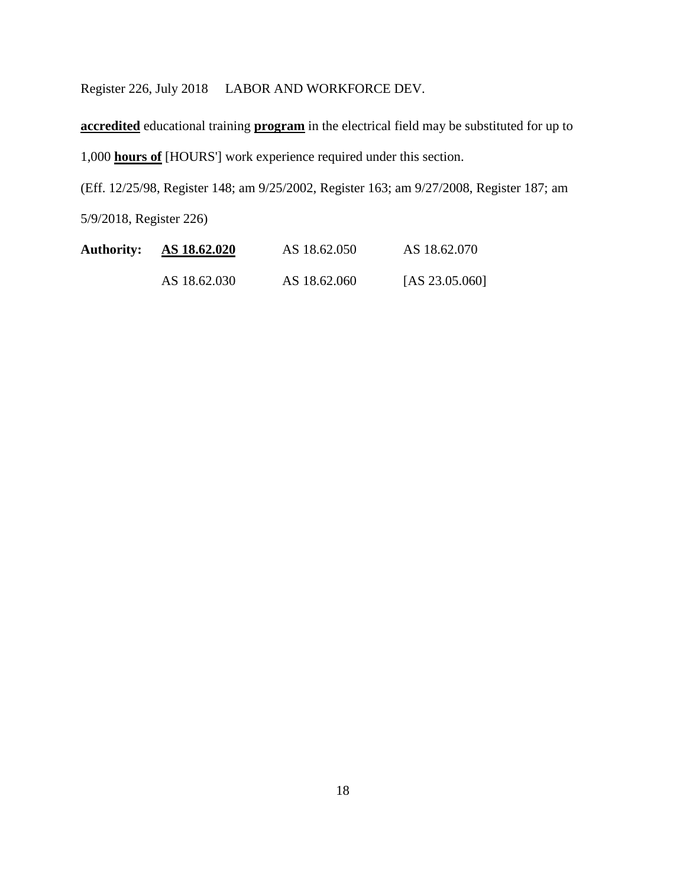**accredited** educational training **program** in the electrical field may be substituted for up to 1,000 **hours of** [HOURS'] work experience required under this section.

(Eff. 12/25/98, Register 148; am 9/25/2002, Register 163; am 9/27/2008, Register 187; am 5/9/2018, Register 226)

| | | | |
|---|---|---|---|
| **Authority:** | **AS 18.62.020** | AS 18.62.050 | AS 18.62.070 |
| | AS 18.62.030 | AS 18.62.060 | [AS 23.05.060] |